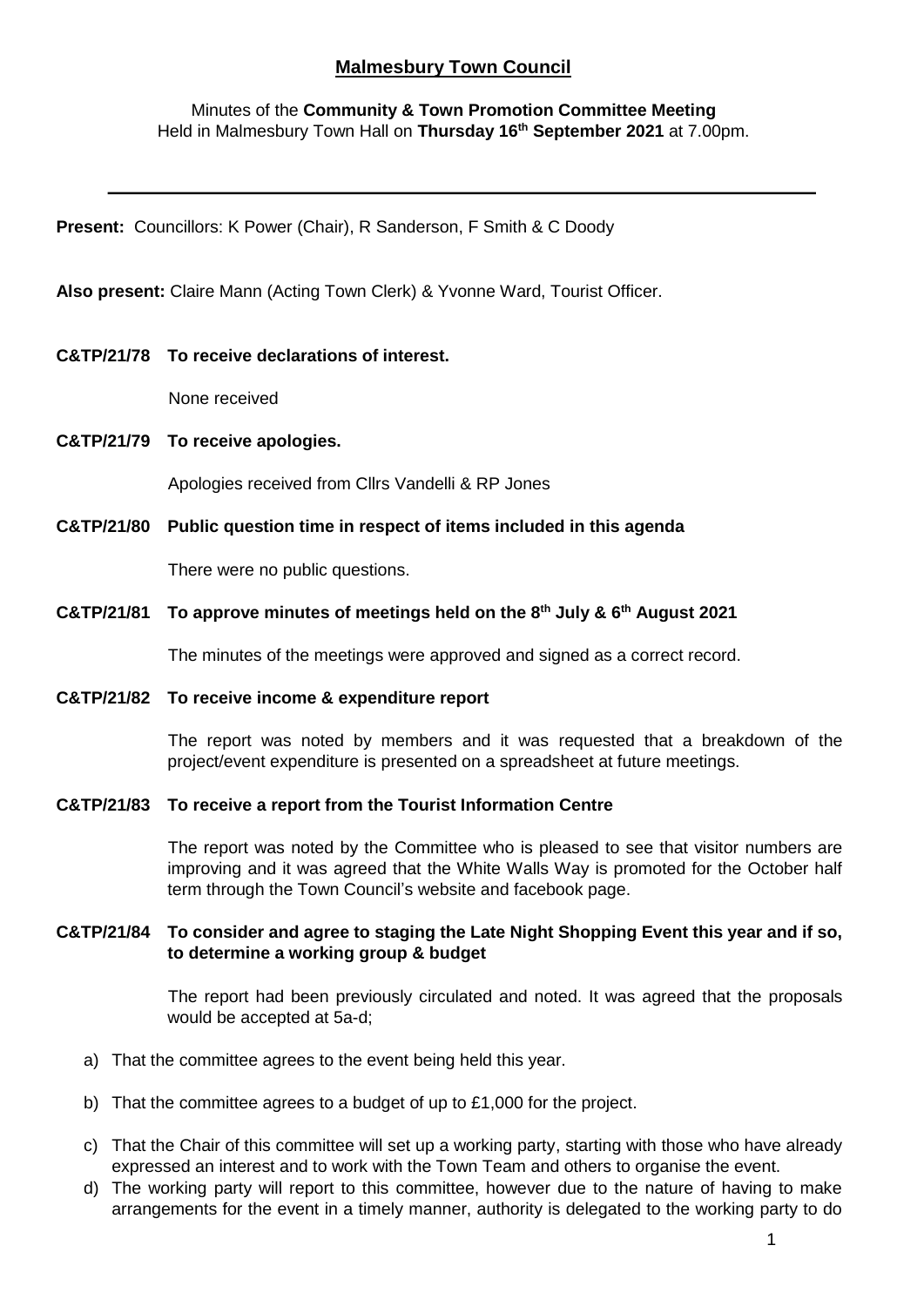# Malmesbury Town Council

Minutes of the **Community & Town Promotion Committee Meeting**
Held in Malmesbury Town Hall on **Thursday 16th September 2021** at 7.00pm.

---

**Present:** Councillors: K Power (Chair), R Sanderson, F Smith & C Doody

**Also present:** Claire Mann (Acting Town Clerk) & Yvonne Ward, Tourist Officer.

**C&TP/21/78 To receive declarations of interest.**

None received

**C&TP/21/79 To receive apologies.**

Apologies received from Cllrs Vandelli & RP Jones

**C&TP/21/80 Public question time in respect of items included in this agenda**

There were no public questions.

**C&TP/21/81 To approve minutes of meetings held on the 8th July & 6th August 2021**

The minutes of the meetings were approved and signed as a correct record.

**C&TP/21/82 To receive income & expenditure report**

The report was noted by members and it was requested that a breakdown of the project/event expenditure is presented on a spreadsheet at future meetings.

**C&TP/21/83 To receive a report from the Tourist Information Centre**

The report was noted by the Committee who is pleased to see that visitor numbers are improving and it was agreed that the White Walls Way is promoted for the October half term through the Town Council's website and facebook page.

**C&TP/21/84 To consider and agree to staging the Late Night Shopping Event this year and if so, to determine a working group & budget**

The report had been previously circulated and noted. It was agreed that the proposals would be accepted at 5a-d;

a) That the committee agrees to the event being held this year.

b) That the committee agrees to a budget of up to £1,000 for the project.

c) That the Chair of this committee will set up a working party, starting with those who have already expressed an interest and to work with the Town Team and others to organise the event.

d) The working party will report to this committee, however due to the nature of having to make arrangements for the event in a timely manner, authority is delegated to the working party to do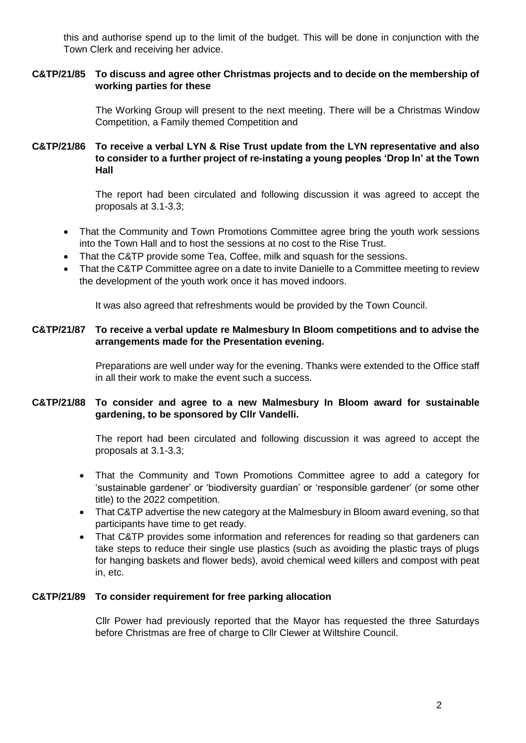this and authorise spend up to the limit of the budget. This will be done in conjunction with the Town Clerk and receiving her advice.

**C&TP/21/85 To discuss and agree other Christmas projects and to decide on the membership of working parties for these**

The Working Group will present to the next meeting. There will be a Christmas Window Competition, a Family themed Competition and

**C&TP/21/86 To receive a verbal LYN & Rise Trust update from the LYN representative and also to consider to a further project of re-instating a young peoples 'Drop In' at the Town Hall**

The report had been circulated and following discussion it was agreed to accept the proposals at 3.1-3.3;

- That the Community and Town Promotions Committee agree bring the youth work sessions into the Town Hall and to host the sessions at no cost to the Rise Trust.
- That the C&TP provide some Tea, Coffee, milk and squash for the sessions.
- That the C&TP Committee agree on a date to invite Danielle to a Committee meeting to review the development of the youth work once it has moved indoors.

It was also agreed that refreshments would be provided by the Town Council.

**C&TP/21/87 To receive a verbal update re Malmesbury In Bloom competitions and to advise the arrangements made for the Presentation evening.**

Preparations are well under way for the evening. Thanks were extended to the Office staff in all their work to make the event such a success.

**C&TP/21/88 To consider and agree to a new Malmesbury In Bloom award for sustainable gardening, to be sponsored by Cllr Vandelli.**

The report had been circulated and following discussion it was agreed to accept the proposals at 3.1-3.3;

- That the Community and Town Promotions Committee agree to add a category for 'sustainable gardener' or 'biodiversity guardian' or 'responsible gardener' (or some other title) to the 2022 competition.
- That C&TP advertise the new category at the Malmesbury in Bloom award evening, so that participants have time to get ready.
- That C&TP provides some information and references for reading so that gardeners can take steps to reduce their single use plastics (such as avoiding the plastic trays of plugs for hanging baskets and flower beds), avoid chemical weed killers and compost with peat in, etc.

**C&TP/21/89 To consider requirement for free parking allocation**

Cllr Power had previously reported that the Mayor has requested the three Saturdays before Christmas are free of charge to Cllr Clewer at Wiltshire Council.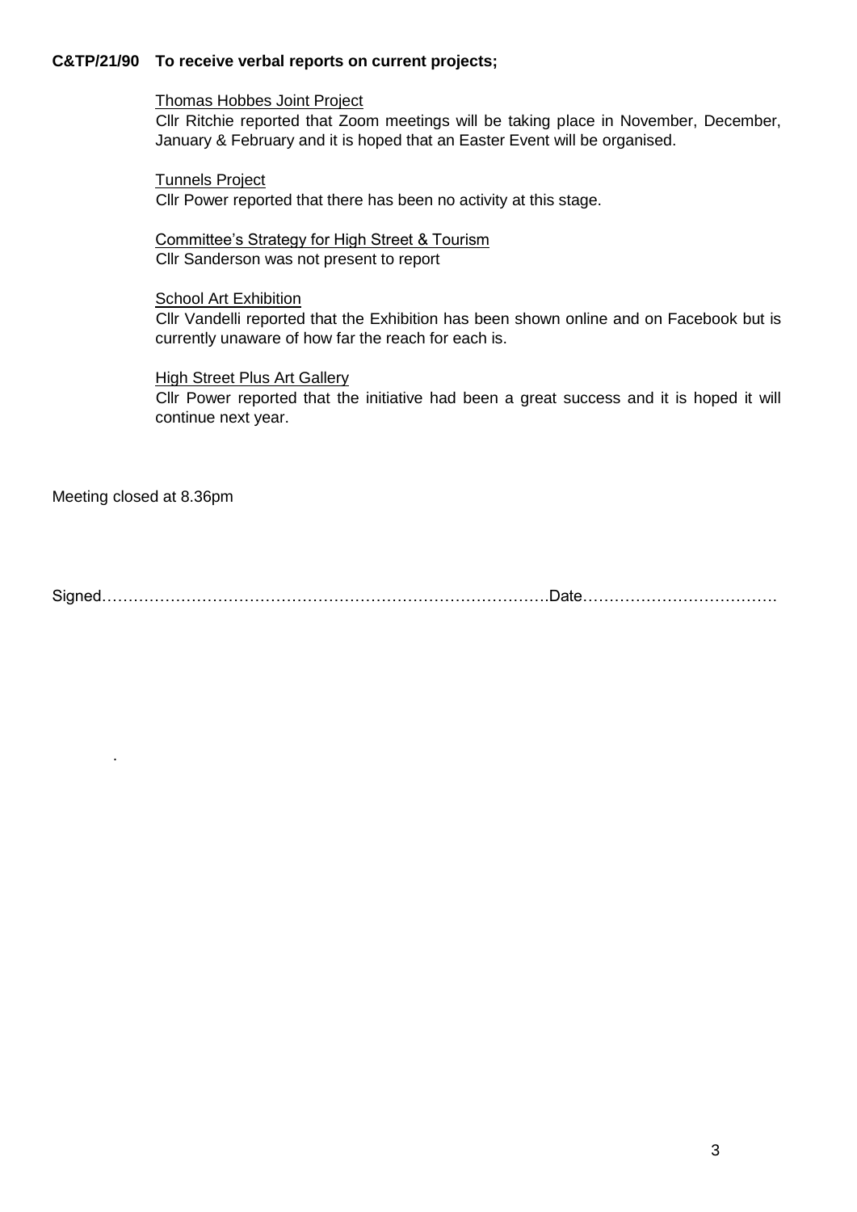**C&TP/21/90 To receive verbal reports on current projects;**

Thomas Hobbes Joint Project

Cllr Ritchie reported that Zoom meetings will be taking place in November, December, January & February and it is hoped that an Easter Event will be organised.

Tunnels Project

Cllr Power reported that there has been no activity at this stage.

Committee's Strategy for High Street & Tourism

Cllr Sanderson was not present to report

School Art Exhibition

Cllr Vandelli reported that the Exhibition has been shown online and on Facebook but is currently unaware of how far the reach for each is.

High Street Plus Art Gallery

Cllr Power reported that the initiative had been a great success and it is hoped it will continue next year.

Meeting closed at 8.36pm

Signed…………………………………………………………………………Date………………………………